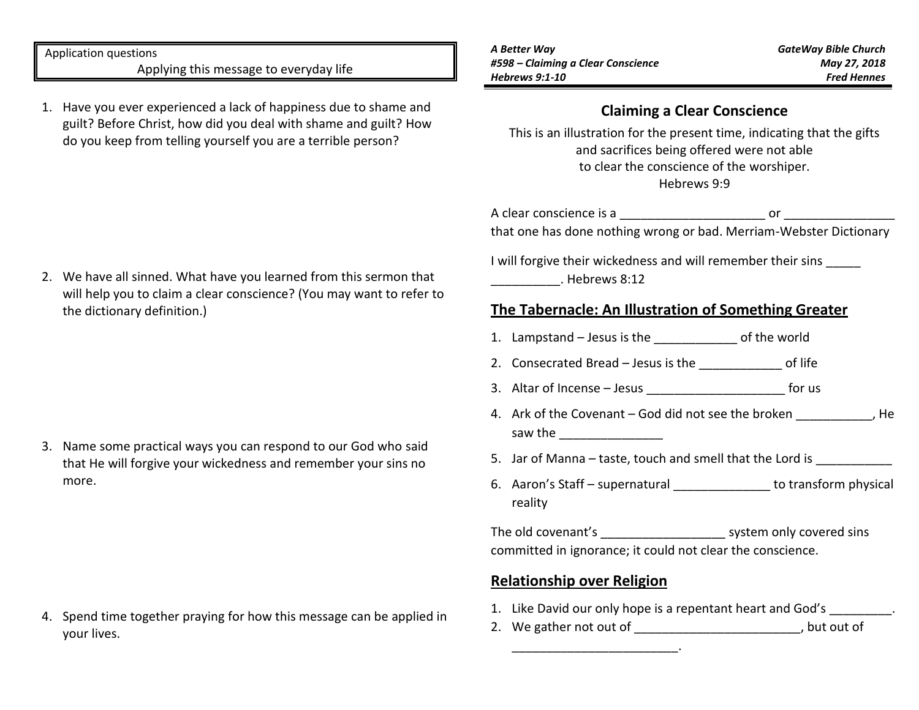**Application questions**

**Applying this message to everyday life**

1. Have you ever experienced a lack of happiness due to shame and guilt? Before Christ, how did you deal with shame and guilt? How do you keep from telling yourself you are a terrible person?

2. We have all sinned. What have you learned from this sermon that will help you to claim a clear conscience? (You may want to refer to the dictionary definition.)

3. Name some practical ways you can respond to our God who said that He will forgive your wickedness and remember your sins no more.

4. Spend time together praying for how this message can be applied in your lives.

***A Better Way***
***#598 – Claiming a Clear Conscience***
***Hebrews 9:1-10***

***GateWay Bible Church***
***May 27, 2018***
***Fred Hennes***

## Claiming a Clear Conscience

This is an illustration for the present time, indicating that the gifts and sacrifices being offered were not able to clear the conscience of the worshiper.
Hebrews 9:9

A clear conscience is a _____________________ or ________________ that one has done nothing wrong or bad. Merriam-Webster Dictionary

I will forgive their wickedness and will remember their sins _____ __________. Hebrews 8:12

## The Tabernacle: An Illustration of Something Greater

1. Lampstand – Jesus is the ____________ of the world
2. Consecrated Bread – Jesus is the ____________ of life
3. Altar of Incense – Jesus ____________________ for us
4. Ark of the Covenant – God did not see the broken ___________, He saw the _______________
5. Jar of Manna – taste, touch and smell that the Lord is ___________
6. Aaron's Staff – supernatural ______________ to transform physical reality

The old covenant's __________________ system only covered sins committed in ignorance; it could not clear the conscience.

## Relationship over Religion

1. Like David our only hope is a repentant heart and God's _________.
2. We gather not out of ________________________, but out of ________________________.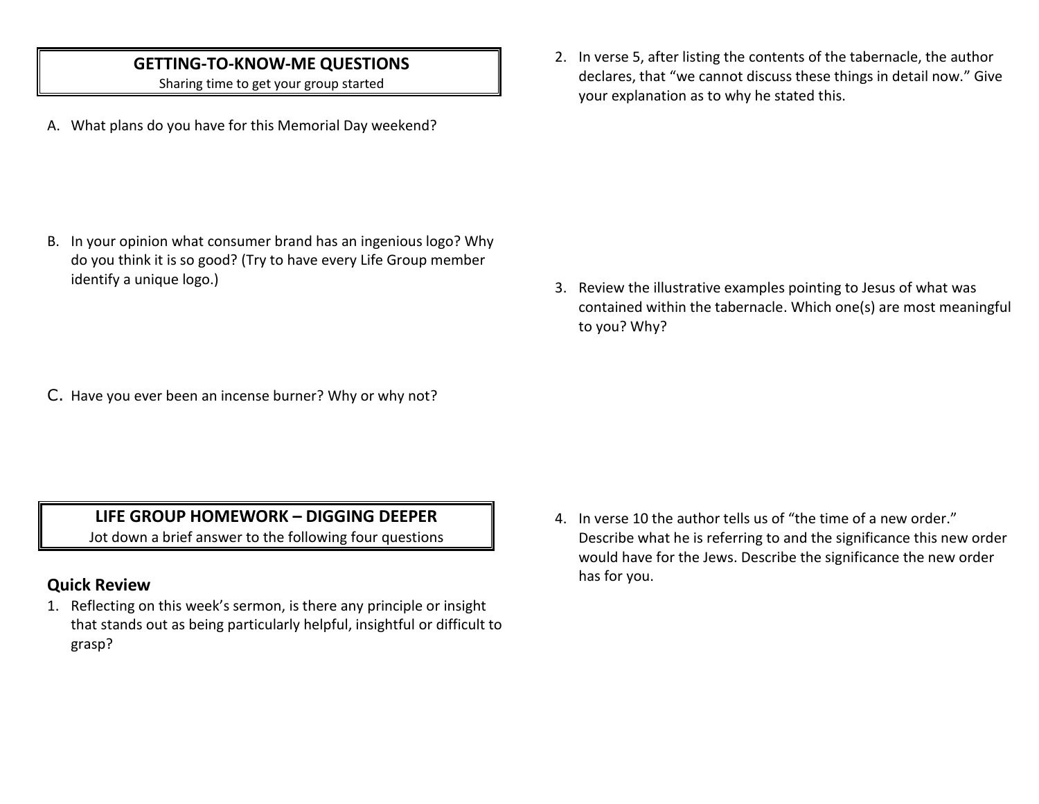## GETTING-TO-KNOW-ME QUESTIONS

Sharing time to get your group started

A. What plans do you have for this Memorial Day weekend?

B. In your opinion what consumer brand has an ingenious logo? Why do you think it is so good? (Try to have every Life Group member identify a unique logo.)

C. Have you ever been an incense burner? Why or why not?

## LIFE GROUP HOMEWORK – DIGGING DEEPER

Jot down a brief answer to the following four questions

### Quick Review

1. Reflecting on this week's sermon, is there any principle or insight that stands out as being particularly helpful, insightful or difficult to grasp?

2. In verse 5, after listing the contents of the tabernacle, the author declares, that "we cannot discuss these things in detail now." Give your explanation as to why he stated this.

3. Review the illustrative examples pointing to Jesus of what was contained within the tabernacle. Which one(s) are most meaningful to you? Why?

4. In verse 10 the author tells us of "the time of a new order." Describe what he is referring to and the significance this new order would have for the Jews. Describe the significance the new order has for you.